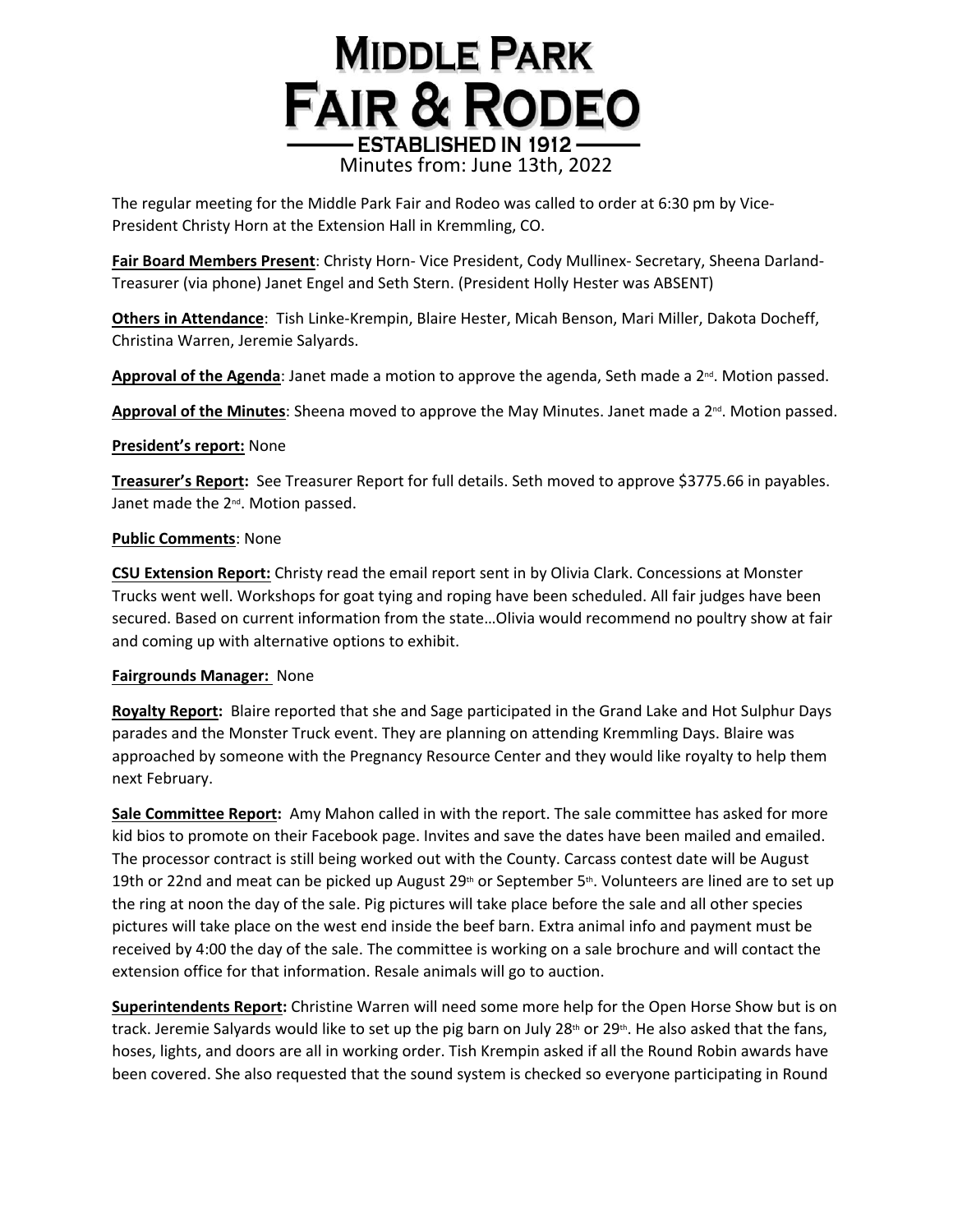# Middle Park Fair & Rodeo

ESTABLISHED IN 1912

Minutes from: June 13th, 2022

The regular meeting for the Middle Park Fair and Rodeo was called to order at 6:30 pm by Vice-President Christy Horn at the Extension Hall in Kremmling, CO.

**Fair Board Members Present**: Christy Horn- Vice President, Cody Mullinex- Secretary, Sheena Darland-Treasurer (via phone) Janet Engel and Seth Stern. (President Holly Hester was ABSENT)

**Others in Attendance**: Tish Linke-Krempin, Blaire Hester, Micah Benson, Mari Miller, Dakota Docheff, Christina Warren, Jeremie Salyards.

**Approval of the Agenda**: Janet made a motion to approve the agenda, Seth made a 2nd. Motion passed.

**Approval of the Minutes**: Sheena moved to approve the May Minutes. Janet made a 2nd. Motion passed.

**President's report:** None

**Treasurer's Report:** See Treasurer Report for full details. Seth moved to approve $3775.66 in payables. Janet made the 2nd. Motion passed.

**Public Comments**: None

**CSU Extension Report:** Christy read the email report sent in by Olivia Clark. Concessions at Monster Trucks went well. Workshops for goat tying and roping have been scheduled. All fair judges have been secured. Based on current information from the state…Olivia would recommend no poultry show at fair and coming up with alternative options to exhibit.

**Fairgrounds Manager:** None

**Royalty Report:** Blaire reported that she and Sage participated in the Grand Lake and Hot Sulphur Days parades and the Monster Truck event. They are planning on attending Kremmling Days. Blaire was approached by someone with the Pregnancy Resource Center and they would like royalty to help them next February.

**Sale Committee Report:** Amy Mahon called in with the report. The sale committee has asked for more kid bios to promote on their Facebook page. Invites and save the dates have been mailed and emailed. The processor contract is still being worked out with the County. Carcass contest date will be August 19th or 22nd and meat can be picked up August 29th or September 5th. Volunteers are lined are to set up the ring at noon the day of the sale. Pig pictures will take place before the sale and all other species pictures will take place on the west end inside the beef barn. Extra animal info and payment must be received by 4:00 the day of the sale. The committee is working on a sale brochure and will contact the extension office for that information. Resale animals will go to auction.

**Superintendents Report:** Christine Warren will need some more help for the Open Horse Show but is on track. Jeremie Salyards would like to set up the pig barn on July 28th or 29th. He also asked that the fans, hoses, lights, and doors are all in working order. Tish Krempin asked if all the Round Robin awards have been covered. She also requested that the sound system is checked so everyone participating in Round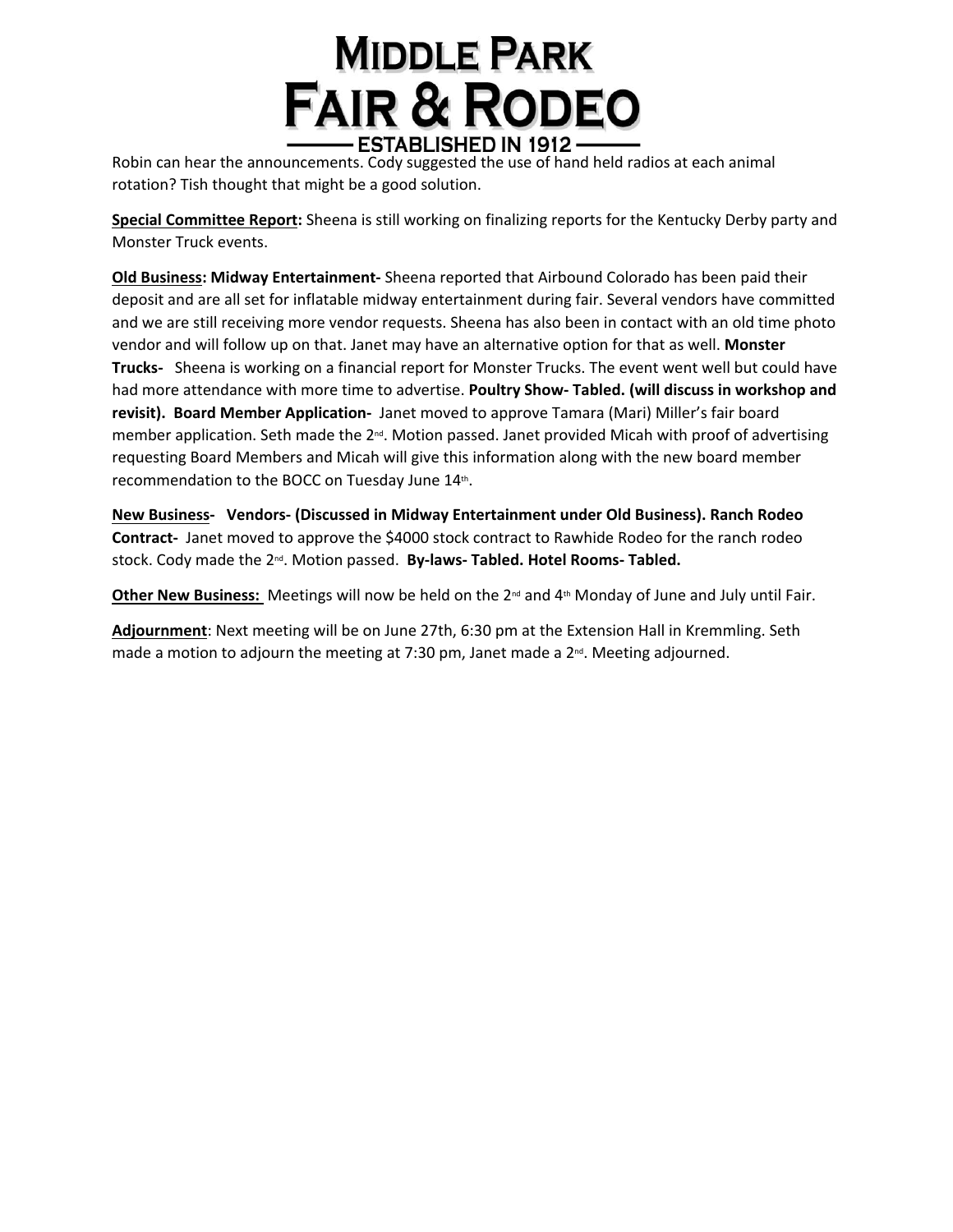Robin can hear the announcements. Cody suggested the use of hand held radios at each animal rotation? Tish thought that might be a good solution.

**Special Committee Report:** Sheena is still working on finalizing reports for the Kentucky Derby party and Monster Truck events.

**Old Business: Midway Entertainment-** Sheena reported that Airbound Colorado has been paid their deposit and are all set for inflatable midway entertainment during fair. Several vendors have committed and we are still receiving more vendor requests. Sheena has also been in contact with an old time photo vendor and will follow up on that. Janet may have an alternative option for that as well. **Monster Trucks-** Sheena is working on a financial report for Monster Trucks. The event went well but could have had more attendance with more time to advertise. **Poultry Show- Tabled. (will discuss in workshop and revisit). Board Member Application-** Janet moved to approve Tamara (Mari) Miller's fair board member application. Seth made the 2nd. Motion passed. Janet provided Micah with proof of advertising requesting Board Members and Micah will give this information along with the new board member recommendation to the BOCC on Tuesday June 14th.

**New Business- Vendors- (Discussed in Midway Entertainment under Old Business). Ranch Rodeo Contract-** Janet moved to approve the $4000 stock contract to Rawhide Rodeo for the ranch rodeo stock. Cody made the 2nd. Motion passed. **By-laws- Tabled. Hotel Rooms- Tabled.**

**Other New Business:** Meetings will now be held on the 2nd and 4th Monday of June and July until Fair.

**Adjournment**: Next meeting will be on June 27th, 6:30 pm at the Extension Hall in Kremmling. Seth made a motion to adjourn the meeting at 7:30 pm, Janet made a 2nd. Meeting adjourned.